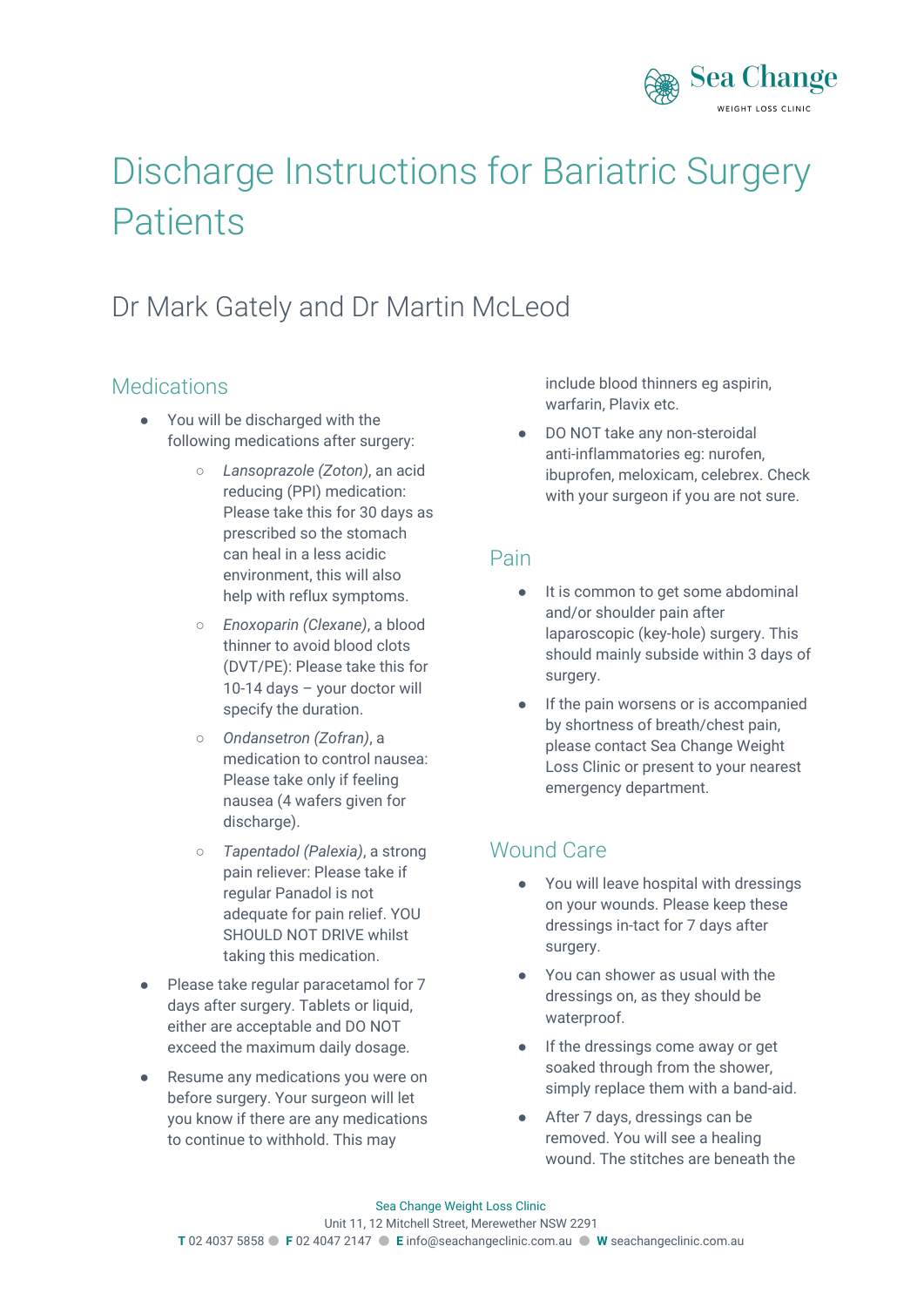# Discharge Instructions for Bariatric Surgery Patients

## Dr Mark Gately and Dr Martin McLeod

### Medications

- You will be discharged with the following medications after surgery:
  - *Lansoprazole (Zoton)*, an acid reducing (PPI) medication: Please take this for 30 days as prescribed so the stomach can heal in a less acidic environment, this will also help with reflux symptoms.
  - *Enoxoparin (Clexane)*, a blood thinner to avoid blood clots (DVT/PE): Please take this for 10-14 days – your doctor will specify the duration.
  - *Ondansetron (Zofran)*, a medication to control nausea: Please take only if feeling nausea (4 wafers given for discharge).
  - *Tapentadol (Palexia)*, a strong pain reliever: Please take if regular Panadol is not adequate for pain relief. YOU SHOULD NOT DRIVE whilst taking this medication.
- Please take regular paracetamol for 7 days after surgery. Tablets or liquid, either are acceptable and DO NOT exceed the maximum daily dosage.
- Resume any medications you were on before surgery. Your surgeon will let you know if there are any medications to continue to withhold. This may include blood thinners eg aspirin, warfarin, Plavix etc.
- DO NOT take any non-steroidal anti-inflammatories eg: nurofen, ibuprofen, meloxicam, celebrex. Check with your surgeon if you are not sure.

### Pain

- It is common to get some abdominal and/or shoulder pain after laparoscopic (key-hole) surgery. This should mainly subside within 3 days of surgery.
- If the pain worsens or is accompanied by shortness of breath/chest pain, please contact Sea Change Weight Loss Clinic or present to your nearest emergency department.

### Wound Care

- You will leave hospital with dressings on your wounds. Please keep these dressings in-tact for 7 days after surgery.
- You can shower as usual with the dressings on, as they should be waterproof.
- If the dressings come away or get soaked through from the shower, simply replace them with a band-aid.
- After 7 days, dressings can be removed. You will see a healing wound. The stitches are beneath the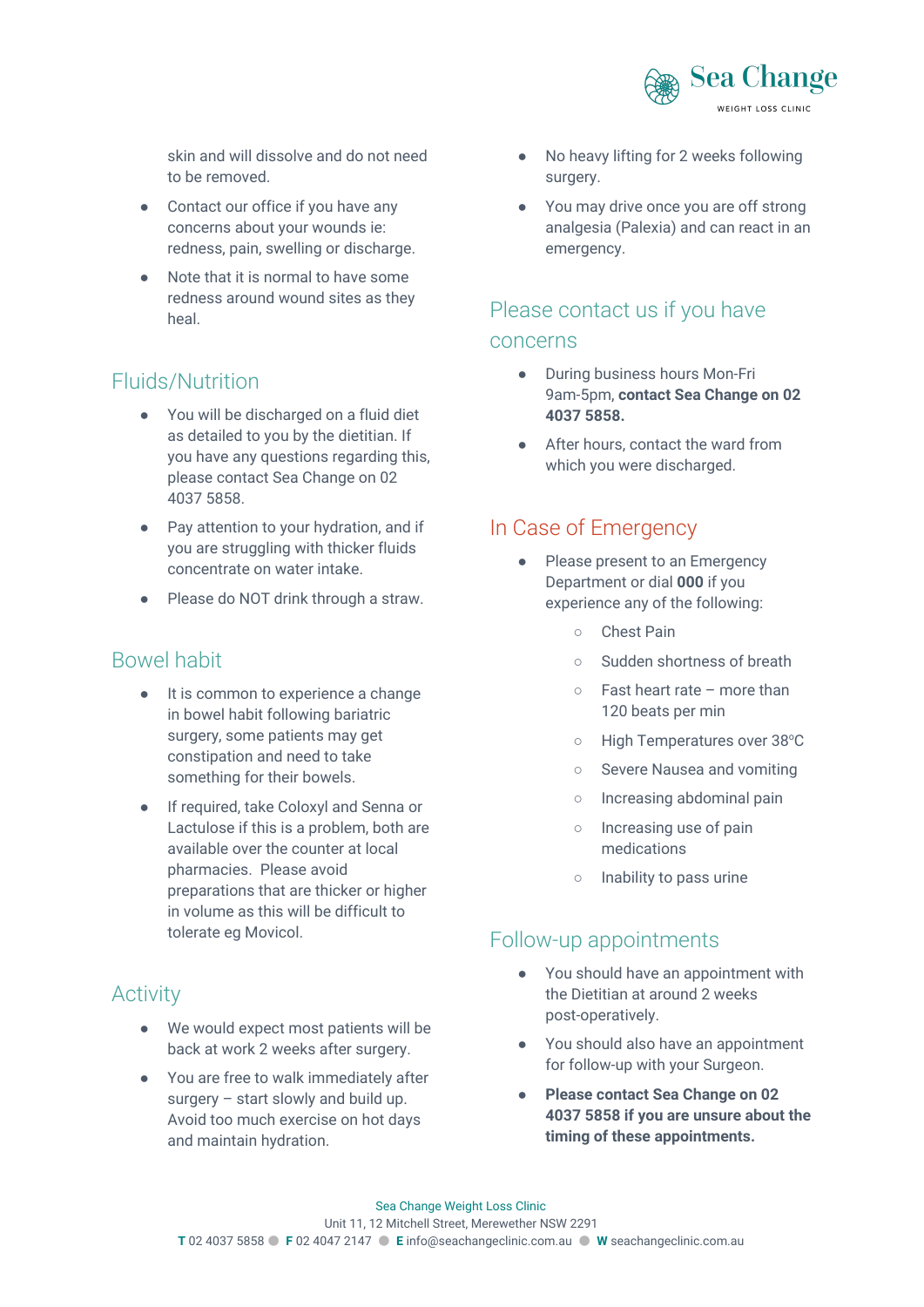skin and will dissolve and do not need to be removed.

- Contact our office if you have any concerns about your wounds ie: redness, pain, swelling or discharge.
- Note that it is normal to have some redness around wound sites as they heal.

## Fluids/Nutrition

- You will be discharged on a fluid diet as detailed to you by the dietitian. If you have any questions regarding this, please contact Sea Change on 02 4037 5858.
- Pay attention to your hydration, and if you are struggling with thicker fluids concentrate on water intake.
- Please do NOT drink through a straw.

## Bowel habit

- It is common to experience a change in bowel habit following bariatric surgery, some patients may get constipation and need to take something for their bowels.
- If required, take Coloxyl and Senna or Lactulose if this is a problem, both are available over the counter at local pharmacies. Please avoid preparations that are thicker or higher in volume as this will be difficult to tolerate eg Movicol.

## Activity

- We would expect most patients will be back at work 2 weeks after surgery.
- You are free to walk immediately after surgery – start slowly and build up. Avoid too much exercise on hot days and maintain hydration.
- No heavy lifting for 2 weeks following surgery.
- You may drive once you are off strong analgesia (Palexia) and can react in an emergency.

## Please contact us if you have concerns

- During business hours Mon-Fri 9am-5pm, **contact Sea Change on 02 4037 5858.**
- After hours, contact the ward from which you were discharged.

## In Case of Emergency

- Please present to an Emergency Department or dial **000** if you experience any of the following:
  - Chest Pain
  - Sudden shortness of breath
  - Fast heart rate – more than 120 beats per min
  - High Temperatures over 38ºC
  - Severe Nausea and vomiting
  - Increasing abdominal pain
  - Increasing use of pain medications
  - Inability to pass urine

## Follow-up appointments

- You should have an appointment with the Dietitian at around 2 weeks post-operatively.
- You should also have an appointment for follow-up with your Surgeon.
- **Please contact Sea Change on 02 4037 5858 if you are unsure about the timing of these appointments.**

Sea Change Weight Loss Clinic
Unit 11, 12 Mitchell Street, Merewether NSW 2291
**T** 02 4037 5858 ● **F** 02 4047 2147 ● **E** info@seachangeclinic.com.au ● **W** seachangeclinic.com.au